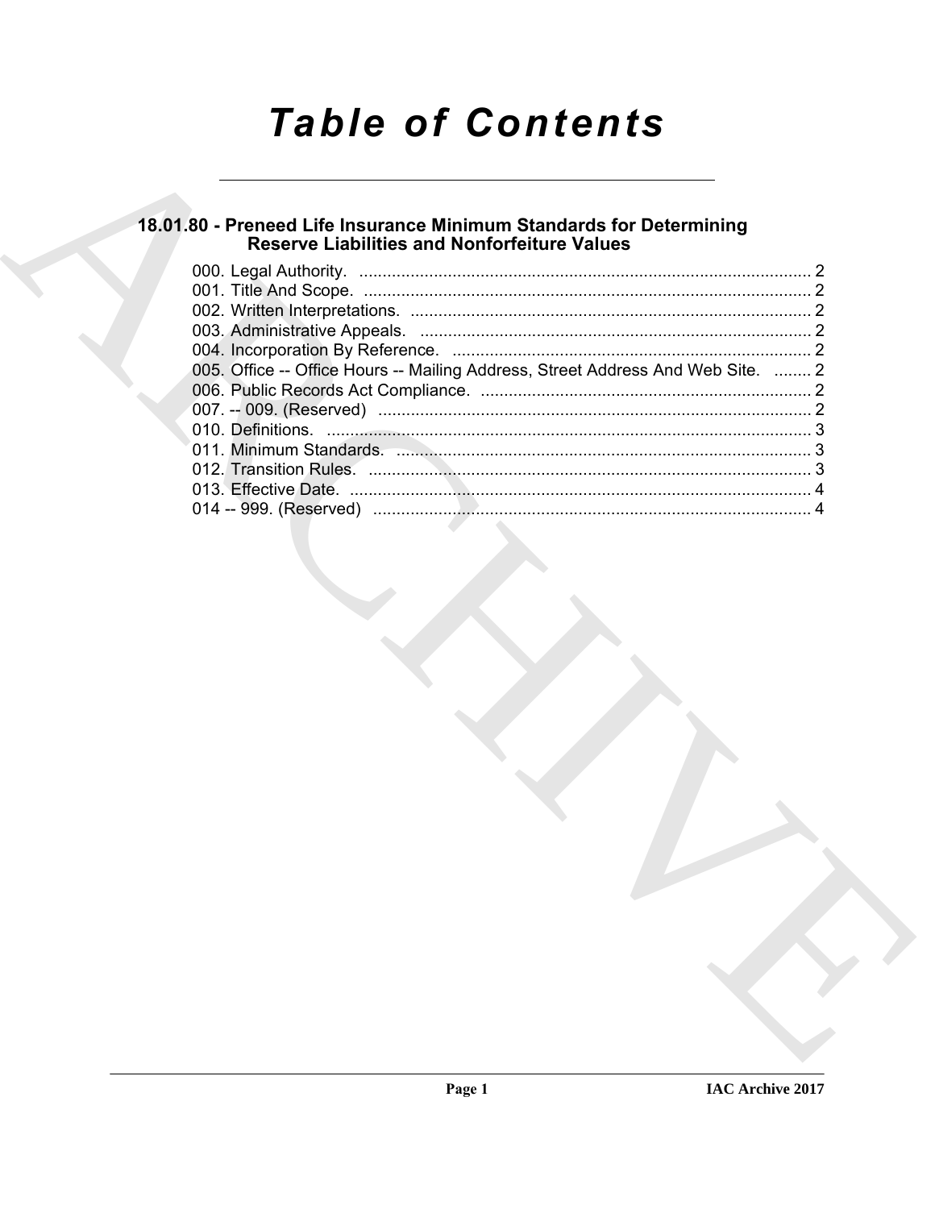# Table of Contents

## 18.01.80 - Preneed Life Insurance Minimum Standards for Determining Reserve Liabilities and Nonforfeiture Values

000. Legal Authority. ........................................................................................ 2
001. Title And Scope. ........................................................................................ 2
002. Written Interpretations. ............................................................................. 2
003. Administrative Appeals. ........................................................................... 2
004. Incorporation By Reference. .................................................................... 2
005. Office -- Office Hours -- Mailing Address, Street Address And Web Site. ........ 2
006. Public Records Act Compliance. .............................................................. 2
007. -- 009. (Reserved) .................................................................................... 2
010. Definitions. ............................................................................................... 3
011. Minimum Standards. ................................................................................ 3
012. Transition Rules. ...................................................................................... 3
013. Effective Date. .......................................................................................... 4
014 -- 999. (Reserved) .................................................................................... 4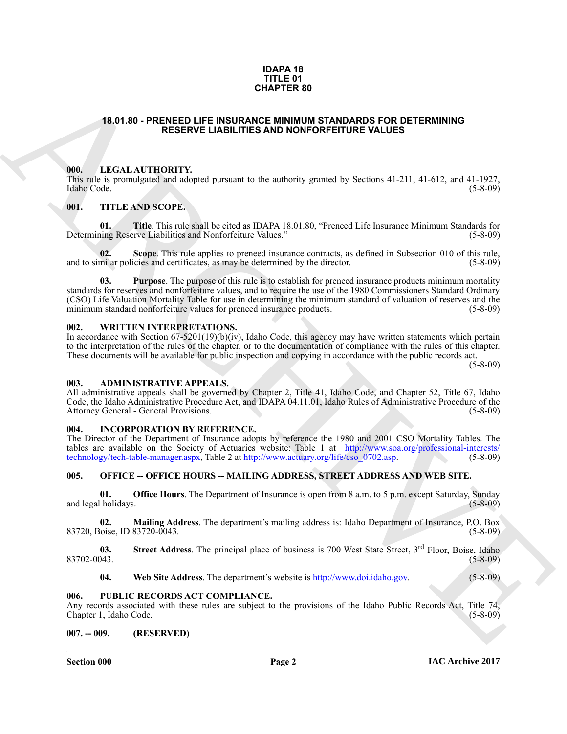**IDAPA 18**
**TITLE 01**
**CHAPTER 80**

# 18.01.80 - PRENEED LIFE INSURANCE MINIMUM STANDARDS FOR DETERMINING RESERVE LIABILITIES AND NONFORFEITURE VALUES

## 000. LEGAL AUTHORITY.

This rule is promulgated and adopted pursuant to the authority granted by Sections 41-211, 41-612, and 41-1927, Idaho Code. (5-8-09)

## 001. TITLE AND SCOPE.

**01. Title**. This rule shall be cited as IDAPA 18.01.80, "Preneed Life Insurance Minimum Standards for Determining Reserve Liabilities and Nonforfeiture Values." (5-8-09)

**02. Scope**. This rule applies to preneed insurance contracts, as defined in Subsection 010 of this rule, and to similar policies and certificates, as may be determined by the director. (5-8-09)

**03. Purpose**. The purpose of this rule is to establish for preneed insurance products minimum mortality standards for reserves and nonforfeiture values, and to require the use of the 1980 Commissioners Standard Ordinary (CSO) Life Valuation Mortality Table for use in determining the minimum standard of valuation of reserves and the minimum standard nonforfeiture values for preneed insurance products. (5-8-09)

## 002. WRITTEN INTERPRETATIONS.

In accordance with Section 67-5201(19)(b)(iv), Idaho Code, this agency may have written statements which pertain to the interpretation of the rules of the chapter, or to the documentation of compliance with the rules of this chapter. These documents will be available for public inspection and copying in accordance with the public records act. (5-8-09)

## 003. ADMINISTRATIVE APPEALS.

All administrative appeals shall be governed by Chapter 2, Title 41, Idaho Code, and Chapter 52, Title 67, Idaho Code, the Idaho Administrative Procedure Act, and IDAPA 04.11.01, Idaho Rules of Administrative Procedure of the Attorney General - General Provisions. (5-8-09)

## 004. INCORPORATION BY REFERENCE.

The Director of the Department of Insurance adopts by reference the 1980 and 2001 CSO Mortality Tables. The tables are available on the Society of Actuaries website: Table 1 at http://www.soa.org/professional-interests/technology/tech-table-manager.aspx, Table 2 at http://www.actuary.org/life/cso_0702.asp. (5-8-09)

## 005. OFFICE -- OFFICE HOURS -- MAILING ADDRESS, STREET ADDRESS AND WEB SITE.

**01. Office Hours**. The Department of Insurance is open from 8 a.m. to 5 p.m. except Saturday, Sunday and legal holidays. (5-8-09)

**02. Mailing Address**. The department's mailing address is: Idaho Department of Insurance, P.O. Box 83720, Boise, ID 83720-0043. (5-8-09)

**03. Street Address**. The principal place of business is 700 West State Street, 3rd Floor, Boise, Idaho 83702-0043. (5-8-09)

**04. Web Site Address**. The department's website is http://www.doi.idaho.gov. (5-8-09)

## 006. PUBLIC RECORDS ACT COMPLIANCE.

Any records associated with these rules are subject to the provisions of the Idaho Public Records Act, Title 74, Chapter 1, Idaho Code. (5-8-09)

## 007. -- 009. (RESERVED)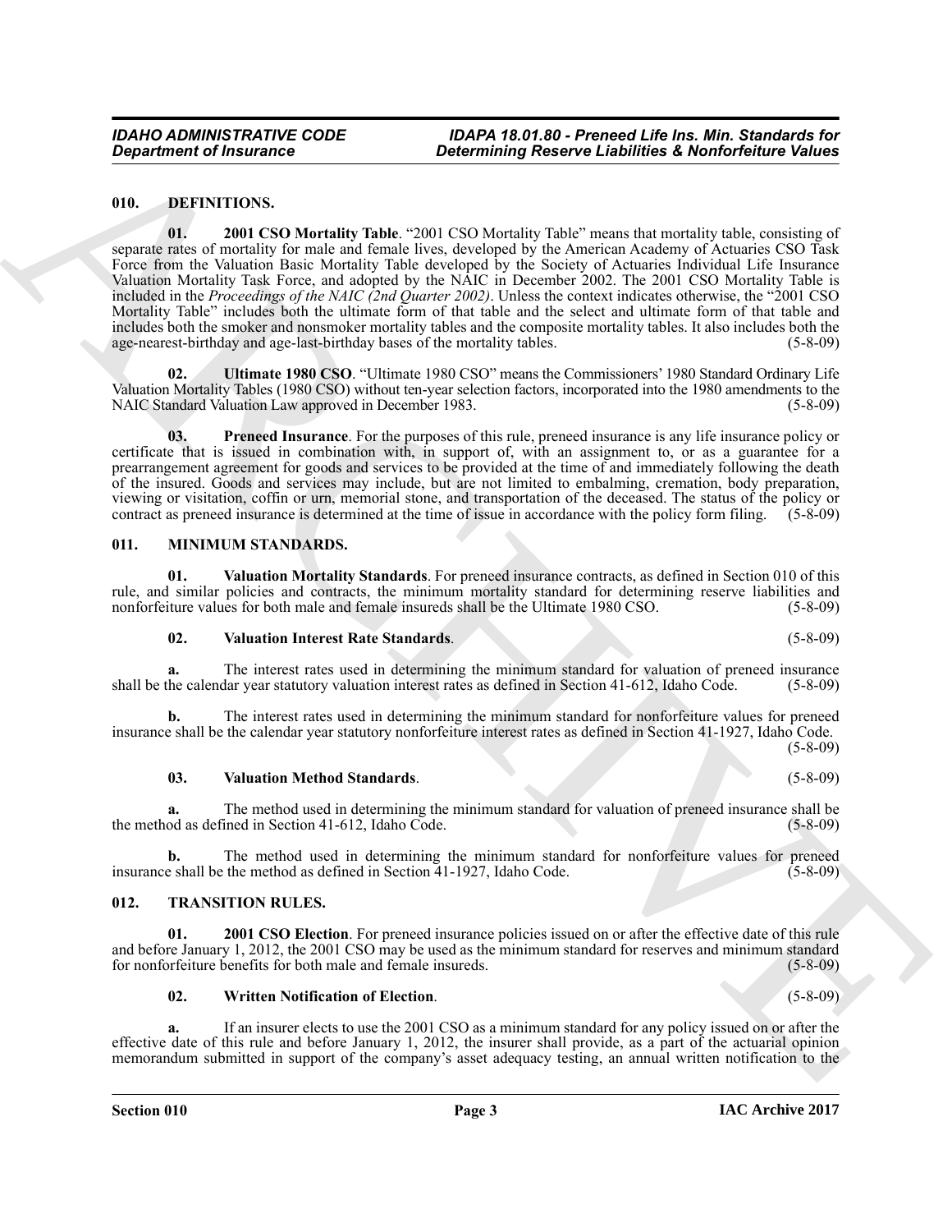## 010. DEFINITIONS.

**01. 2001 CSO Mortality Table**. "2001 CSO Mortality Table" means that mortality table, consisting of separate rates of mortality for male and female lives, developed by the American Academy of Actuaries CSO Task Force from the Valuation Basic Mortality Table developed by the Society of Actuaries Individual Life Insurance Valuation Mortality Task Force, and adopted by the NAIC in December 2002. The 2001 CSO Mortality Table is included in the *Proceedings of the NAIC (2nd Quarter 2002)*. Unless the context indicates otherwise, the "2001 CSO Mortality Table" includes both the ultimate form of that table and the select and ultimate form of that table and includes both the smoker and nonsmoker mortality tables and the composite mortality tables. It also includes both the age-nearest-birthday and age-last-birthday bases of the mortality tables. (5-8-09)

**02. Ultimate 1980 CSO**. "Ultimate 1980 CSO" means the Commissioners' 1980 Standard Ordinary Life Valuation Mortality Tables (1980 CSO) without ten-year selection factors, incorporated into the 1980 amendments to the NAIC Standard Valuation Law approved in December 1983. (5-8-09)

**03. Preneed Insurance**. For the purposes of this rule, preneed insurance is any life insurance policy or certificate that is issued in combination with, in support of, with an assignment to, or as a guarantee for a prearrangement agreement for goods and services to be provided at the time of and immediately following the death of the insured. Goods and services may include, but are not limited to embalming, cremation, body preparation, viewing or visitation, coffin or urn, memorial stone, and transportation of the deceased. The status of the policy or contract as preneed insurance is determined at the time of issue in accordance with the policy form filing. (5-8-09)

## 011. MINIMUM STANDARDS.

**01. Valuation Mortality Standards**. For preneed insurance contracts, as defined in Section 010 of this rule, and similar policies and contracts, the minimum mortality standard for determining reserve liabilities and nonforfeiture values for both male and female insureds shall be the Ultimate 1980 CSO. (5-8-09)

**02. Valuation Interest Rate Standards**. (5-8-09)

**a.** The interest rates used in determining the minimum standard for valuation of preneed insurance shall be the calendar year statutory valuation interest rates as defined in Section 41-612, Idaho Code. (5-8-09)

**b.** The interest rates used in determining the minimum standard for nonforfeiture values for preneed insurance shall be the calendar year statutory nonforfeiture interest rates as defined in Section 41-1927, Idaho Code. (5-8-09)

**03. Valuation Method Standards**. (5-8-09)

**a.** The method used in determining the minimum standard for valuation of preneed insurance shall be the method as defined in Section 41-612, Idaho Code. (5-8-09)

**b.** The method used in determining the minimum standard for nonforfeiture values for preneed insurance shall be the method as defined in Section 41-1927, Idaho Code. (5-8-09)

## 012. TRANSITION RULES.

**01. 2001 CSO Election**. For preneed insurance policies issued on or after the effective date of this rule and before January 1, 2012, the 2001 CSO may be used as the minimum standard for reserves and minimum standard for nonforfeiture benefits for both male and female insureds. (5-8-09)

**02. Written Notification of Election**. (5-8-09)

**a.** If an insurer elects to use the 2001 CSO as a minimum standard for any policy issued on or after the effective date of this rule and before January 1, 2012, the insurer shall provide, as a part of the actuarial opinion memorandum submitted in support of the company's asset adequacy testing, an annual written notification to the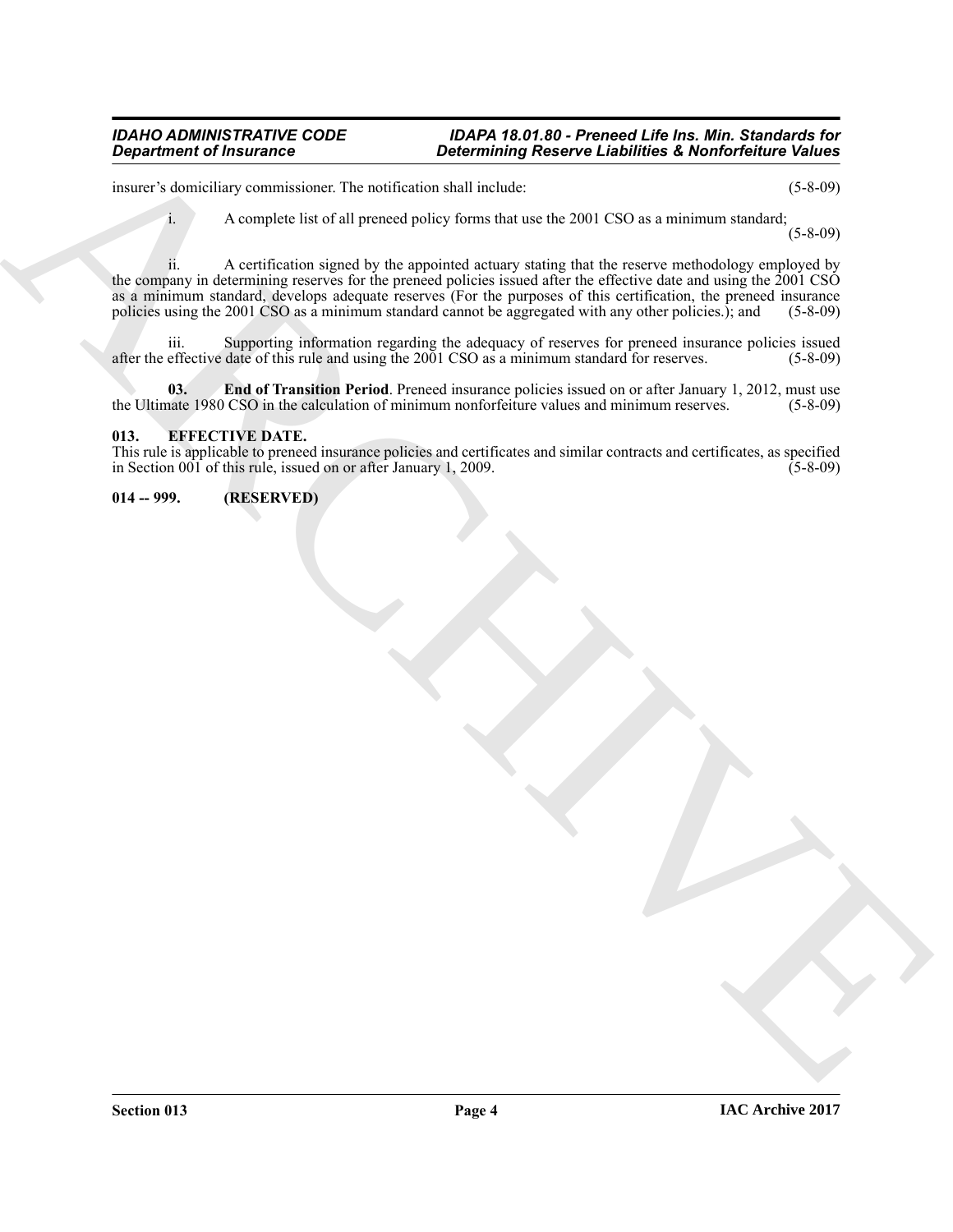insurer's domiciliary commissioner. The notification shall include: (5-8-09)

i. A complete list of all preneed policy forms that use the 2001 CSO as a minimum standard; (5-8-09)

ii. A certification signed by the appointed actuary stating that the reserve methodology employed by the company in determining reserves for the preneed policies issued after the effective date and using the 2001 CSO as a minimum standard, develops adequate reserves (For the purposes of this certification, the preneed insurance policies using the 2001 CSO as a minimum standard cannot be aggregated with any other policies.); and (5-8-09)

iii. Supporting information regarding the adequacy of reserves for preneed insurance policies issued after the effective date of this rule and using the 2001 CSO as a minimum standard for reserves. (5-8-09)

**03. End of Transition Period**. Preneed insurance policies issued on or after January 1, 2012, must use the Ultimate 1980 CSO in the calculation of minimum nonforfeiture values and minimum reserves. (5-8-09)

## 013. EFFECTIVE DATE.

This rule is applicable to preneed insurance policies and certificates and similar contracts and certificates, as specified in Section 001 of this rule, issued on or after January 1, 2009. (5-8-09)

## 014 -- 999. (RESERVED)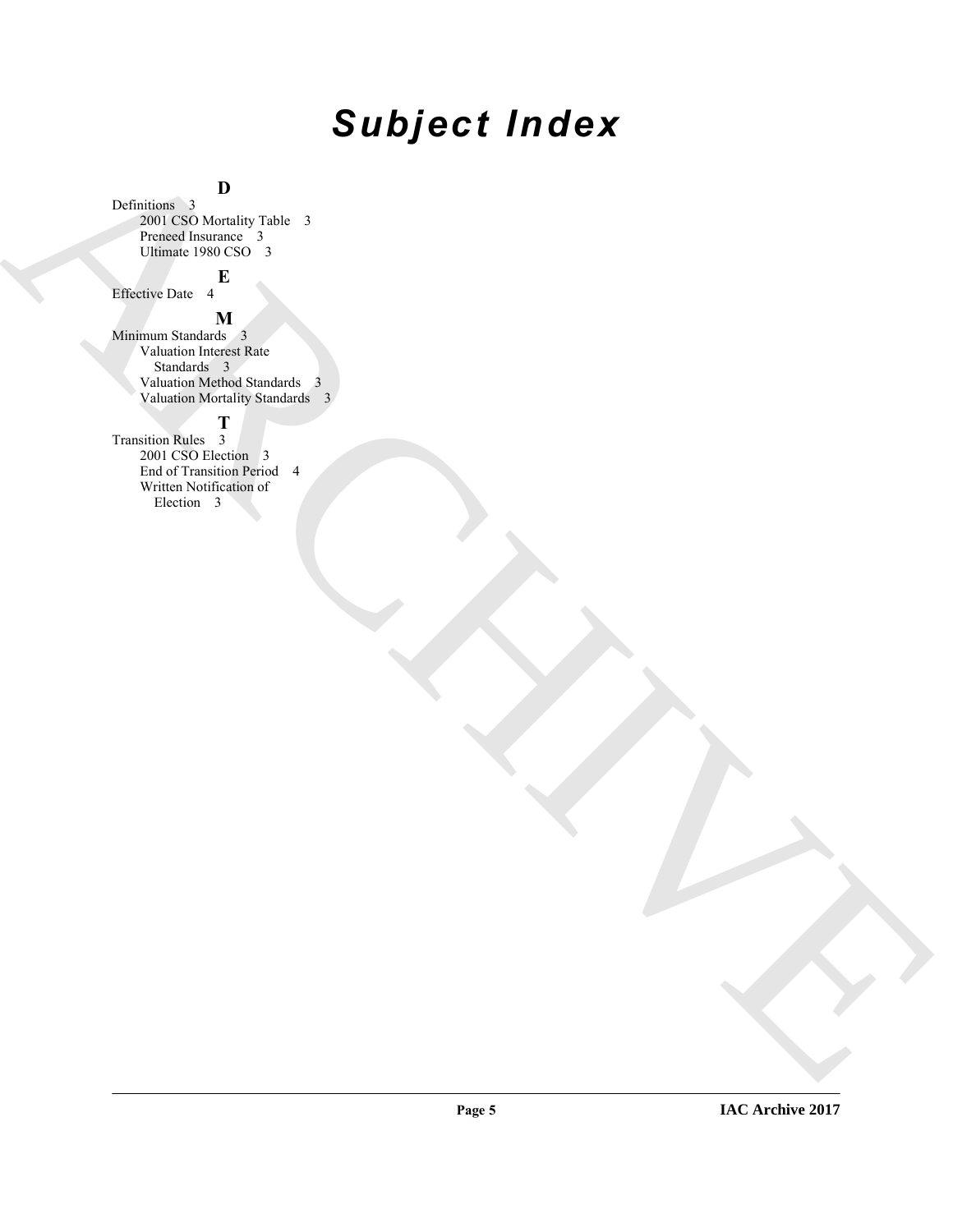# *Subject Index*

### D

Definitions 3
- 2001 CSO Mortality Table 3
- Preneed Insurance 3
- Ultimate 1980 CSO 3

### E

Effective Date 4

### M

Minimum Standards 3
- Valuation Interest Rate Standards 3
- Valuation Method Standards 3
- Valuation Mortality Standards 3

### T

Transition Rules 3
- 2001 CSO Election 3
- End of Transition Period 4
- Written Notification of Election 3